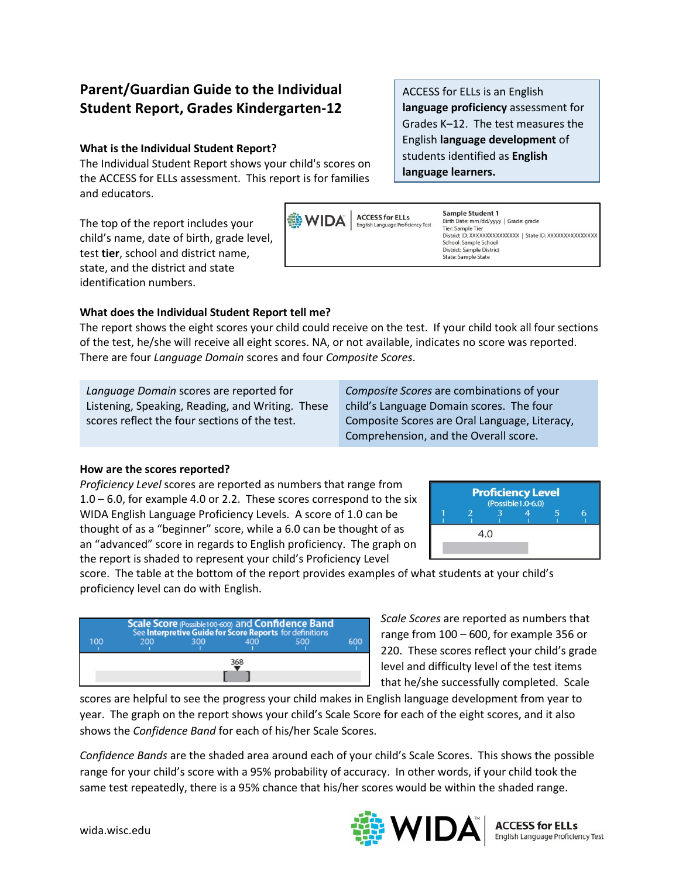# Parent/Guardian Guide to the Individual Student Report, Grades Kindergarten-12

ACCESS for ELLs is an English **language proficiency** assessment for Grades K–12. The test measures the English **language development** of students identified as **English language learners.**

### What is the Individual Student Report?

The Individual Student Report shows your child's scores on the ACCESS for ELLs assessment. This report is for families and educators.

The top of the report includes your child's name, date of birth, grade level, test **tier**, school and district name, state, and the district and state identification numbers.

WIDA | ACCESS for ELLs English Language Proficiency Test

**Sample Student 1**
Birth Date: mm/dd/yyyy | Grade: grade
Tier: Sample Tier
District ID: XXXXXXXXXXXXXXX | State ID: XXXXXXXXXXXXXXX
School: Sample School
District: Sample District
State: Sample State

### What does the Individual Student Report tell me?

The report shows the eight scores your child could receive on the test. If your child took all four sections of the test, he/she will receive all eight scores. NA, or not available, indicates no score was reported. There are four *Language Domain* scores and four *Composite Scores*.

*Language Domain* scores are reported for Listening, Speaking, Reading, and Writing. These scores reflect the four sections of the test.

*Composite Scores* are combinations of your child's Language Domain scores. The four Composite Scores are Oral Language, Literacy, Comprehension, and the Overall score.

### How are the scores reported?

*Proficiency Level* scores are reported as numbers that range from 1.0 – 6.0, for example 4.0 or 2.2. These scores correspond to the six WIDA English Language Proficiency Levels. A score of 1.0 can be thought of as a "beginner" score, while a 6.0 can be thought of as an "advanced" score in regards to English proficiency. The graph on the report is shaded to represent your child's Proficiency Level score. The table at the bottom of the report provides examples of what students at your child's proficiency level can do with English.

**Proficiency Level**
(Possible 1.0-6.0)
1 2 3 4 5 6
4.0

**Scale Score** (Possible 100-600) and **Confidence Band**
See **Interpretive Guide for Score Reports** for definitions
100 200 300 400 500 600
368

*Scale Scores* are reported as numbers that range from 100 – 600, for example 356 or 220. These scores reflect your child's grade level and difficulty level of the test items that he/she successfully completed. Scale scores are helpful to see the progress your child makes in English language development from year to year. The graph on the report shows your child's Scale Score for each of the eight scores, and it also shows the *Confidence Band* for each of his/her Scale Scores.

*Confidence Bands* are the shaded area around each of your child's Scale Scores. This shows the possible range for your child's score with a 95% probability of accuracy. In other words, if your child took the same test repeatedly, there is a 95% chance that his/her scores would be within the shaded range.

wida.wisc.edu

WIDA | ACCESS for ELLs English Language Proficiency Test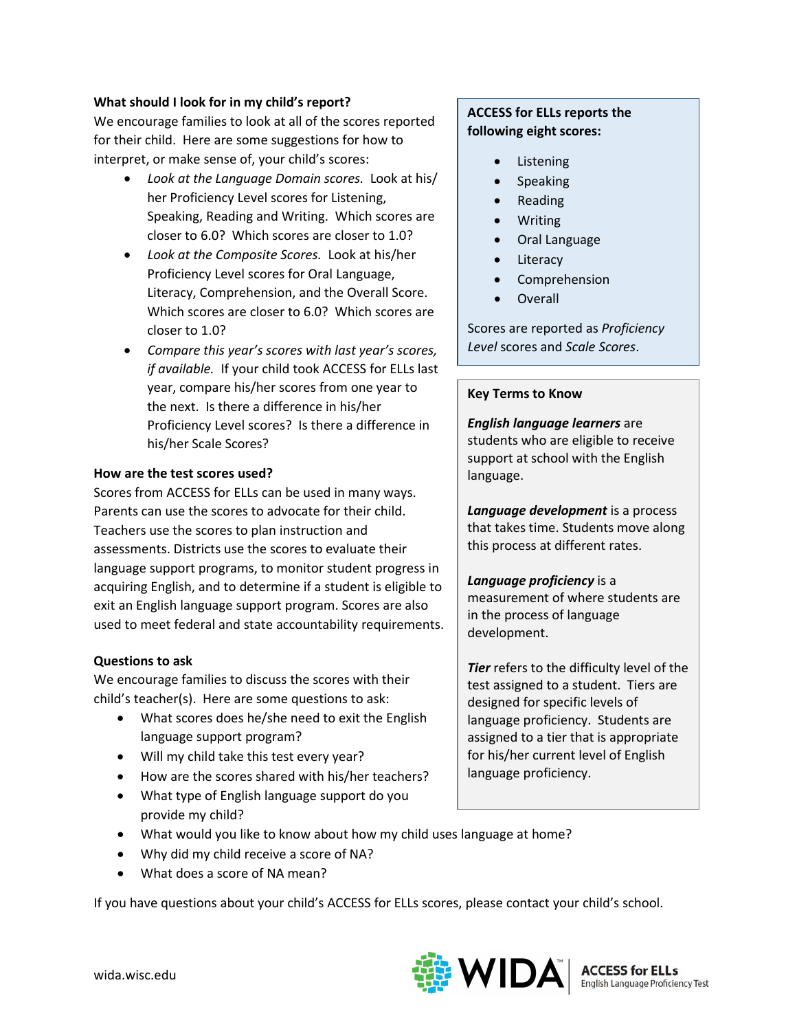### What should I look for in my child's report?

We encourage families to look at all of the scores reported for their child. Here are some suggestions for how to interpret, or make sense of, your child's scores:

- *Look at the Language Domain scores.* Look at his/her Proficiency Level scores for Listening, Speaking, Reading and Writing. Which scores are closer to 6.0? Which scores are closer to 1.0?
- *Look at the Composite Scores.* Look at his/her Proficiency Level scores for Oral Language, Literacy, Comprehension, and the Overall Score. Which scores are closer to 6.0? Which scores are closer to 1.0?
- *Compare this year's scores with last year's scores, if available.* If your child took ACCESS for ELLs last year, compare his/her scores from one year to the next. Is there a difference in his/her Proficiency Level scores? Is there a difference in his/her Scale Scores?

### How are the test scores used?

Scores from ACCESS for ELLs can be used in many ways. Parents can use the scores to advocate for their child. Teachers use the scores to plan instruction and assessments. Districts use the scores to evaluate their language support programs, to monitor student progress in acquiring English, and to determine if a student is eligible to exit an English language support program. Scores are also used to meet federal and state accountability requirements.

### Questions to ask

We encourage families to discuss the scores with their child's teacher(s). Here are some questions to ask:

- What scores does he/she need to exit the English language support program?
- Will my child take this test every year?
- How are the scores shared with his/her teachers?
- What type of English language support do you provide my child?
- What would you like to know about how my child uses language at home?
- Why did my child receive a score of NA?
- What does a score of NA mean?

If you have questions about your child's ACCESS for ELLs scores, please contact your child's school.

**ACCESS for ELLs reports the following eight scores:**

- Listening
- Speaking
- Reading
- Writing
- Oral Language
- Literacy
- Comprehension
- Overall

Scores are reported as *Proficiency Level* scores and *Scale Scores*.

**Key Terms to Know**

***English language learners*** are students who are eligible to receive support at school with the English language.

***Language development*** is a process that takes time. Students move along this process at different rates.

***Language proficiency*** is a measurement of where students are in the process of language development.

***Tier*** refers to the difficulty level of the test assigned to a student. Tiers are designed for specific levels of language proficiency. Students are assigned to a tier that is appropriate for his/her current level of English language proficiency.

wida.wisc.edu

WIDA ACCESS for ELLs English Language Proficiency Test